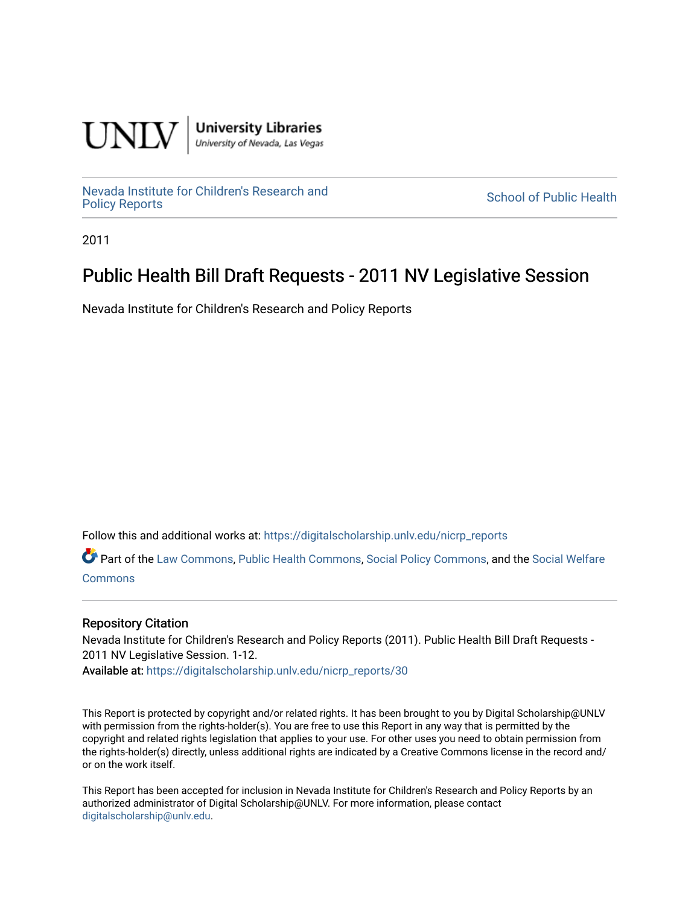UNLV | University Libraries
University of Nevada, Las Vegas

Nevada Institute for Children's Research and Policy Reports

School of Public Health

2011

# Public Health Bill Draft Requests - 2011 NV Legislative Session

Nevada Institute for Children's Research and Policy Reports

Follow this and additional works at: https://digitalscholarship.unlv.edu/nicrp_reports

Part of the Law Commons, Public Health Commons, Social Policy Commons, and the Social Welfare Commons

### Repository Citation

Nevada Institute for Children's Research and Policy Reports (2011). Public Health Bill Draft Requests - 2011 NV Legislative Session. 1-12.

Available at: https://digitalscholarship.unlv.edu/nicrp_reports/30

This Report is protected by copyright and/or related rights. It has been brought to you by Digital Scholarship@UNLV with permission from the rights-holder(s). You are free to use this Report in any way that is permitted by the copyright and related rights legislation that applies to your use. For other uses you need to obtain permission from the rights-holder(s) directly, unless additional rights are indicated by a Creative Commons license in the record and/or on the work itself.

This Report has been accepted for inclusion in Nevada Institute for Children's Research and Policy Reports by an authorized administrator of Digital Scholarship@UNLV. For more information, please contact digitalscholarship@unlv.edu.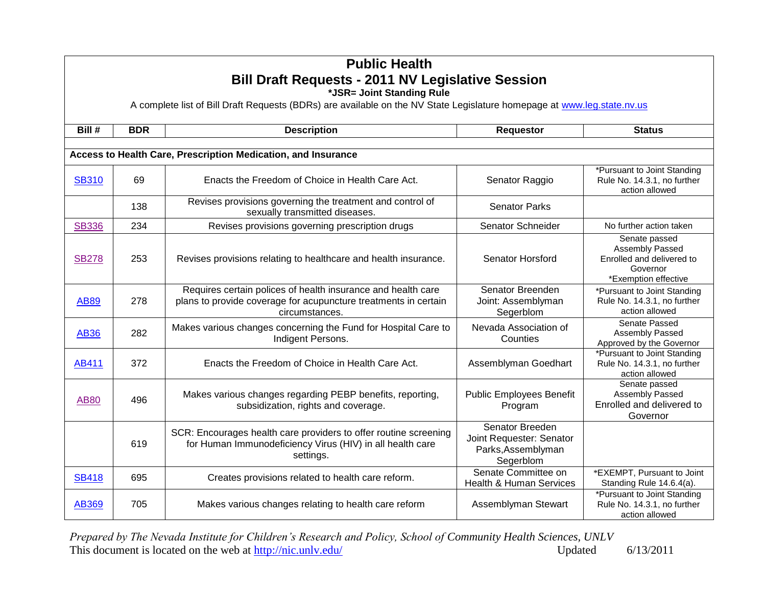# Public Health

## Bill Draft Requests - 2011 NV Legislative Session

**\*JSR= Joint Standing Rule**

A complete list of Bill Draft Requests (BDRs) are available on the NV State Legislature homepage at www.leg.state.nv.us

| Bill # | BDR | Description | Requestor | Status |
|---|---|---|---|---|
| **Access to Health Care, Prescription Medication, and Insurance** | | | | |
| SB310 | 69 | Enacts the Freedom of Choice in Health Care Act. | Senator Raggio | *Pursuant to Joint Standing Rule No. 14.3.1, no further action allowed |
| | 138 | Revises provisions governing the treatment and control of sexually transmitted diseases. | Senator Parks | |
| SB336 | 234 | Revises provisions governing prescription drugs | Senator Schneider | No further action taken |
| SB278 | 253 | Revises provisions relating to healthcare and health insurance. | Senator Horsford | Senate passed Assembly Passed Enrolled and delivered to Governor *Exemption effective |
| AB89 | 278 | Requires certain polices of health insurance and health care plans to provide coverage for acupuncture treatments in certain circumstances. | Senator Breenden Joint: Assemblyman Segerblom | *Pursuant to Joint Standing Rule No. 14.3.1, no further action allowed |
| AB36 | 282 | Makes various changes concerning the Fund for Hospital Care to Indigent Persons. | Nevada Association of Counties | Senate Passed Assembly Passed Approved by the Governor |
| AB411 | 372 | Enacts the Freedom of Choice in Health Care Act. | Assemblyman Goedhart | *Pursuant to Joint Standing Rule No. 14.3.1, no further action allowed |
| AB80 | 496 | Makes various changes regarding PEBP benefits, reporting, subsidization, rights and coverage. | Public Employees Benefit Program | Senate passed Assembly Passed Enrolled and delivered to Governor |
| | 619 | SCR: Encourages health care providers to offer routine screening for Human Immunodeficiency Virus (HIV) in all health care settings. | Senator Breeden Joint Requester: Senator Parks,Assemblyman Segerblom | |
| SB418 | 695 | Creates provisions related to health care reform. | Senate Committee on Health & Human Services | *EXEMPT, Pursuant to Joint Standing Rule 14.6.4(a). |
| AB369 | 705 | Makes various changes relating to health care reform | Assemblyman Stewart | *Pursuant to Joint Standing Rule No. 14.3.1, no further action allowed |

*Prepared by The Nevada Institute for Children's Research and Policy, School of Community Health Sciences, UNLV*

This document is located on the web at http://nic.unlv.edu/ Updated 6/13/2011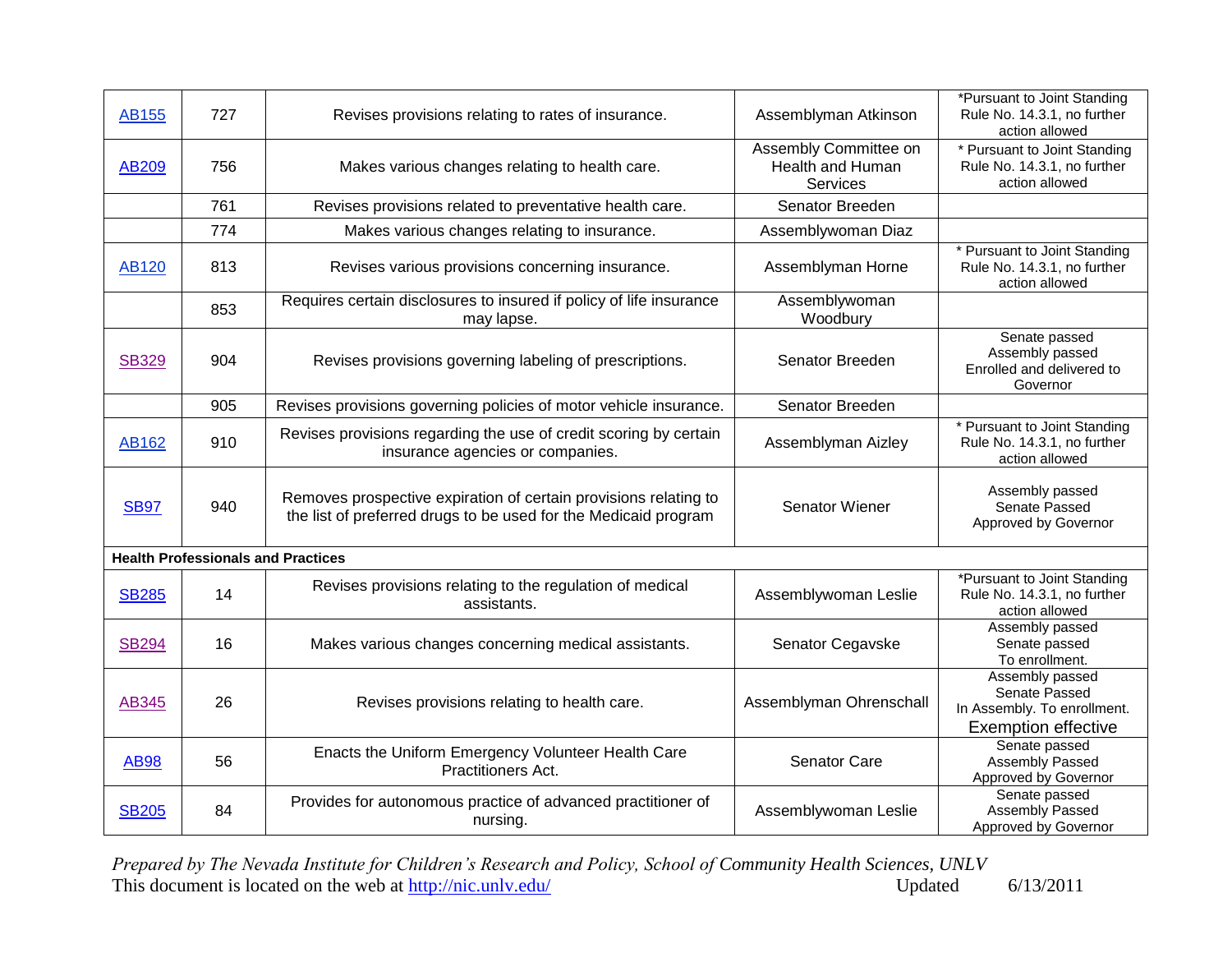| | | | | |
|---|---|---|---|---|
| AB155 | 727 | Revises provisions relating to rates of insurance. | Assemblyman Atkinson | *Pursuant to Joint Standing Rule No. 14.3.1, no further action allowed |
| AB209 | 756 | Makes various changes relating to health care. | Assembly Committee on Health and Human Services | * Pursuant to Joint Standing Rule No. 14.3.1, no further action allowed |
| | 761 | Revises provisions related to preventative health care. | Senator Breeden | |
| | 774 | Makes various changes relating to insurance. | Assemblywoman Diaz | |
| AB120 | 813 | Revises various provisions concerning insurance. | Assemblyman Horne | * Pursuant to Joint Standing Rule No. 14.3.1, no further action allowed |
| | 853 | Requires certain disclosures to insured if policy of life insurance may lapse. | Assemblywoman Woodbury | |
| SB329 | 904 | Revises provisions governing labeling of prescriptions. | Senator Breeden | Senate passed Assembly passed Enrolled and delivered to Governor |
| | 905 | Revises provisions governing policies of motor vehicle insurance. | Senator Breeden | |
| AB162 | 910 | Revises provisions regarding the use of credit scoring by certain insurance agencies or companies. | Assemblyman Aizley | * Pursuant to Joint Standing Rule No. 14.3.1, no further action allowed |
| SB97 | 940 | Removes prospective expiration of certain provisions relating to the list of preferred drugs to be used for the Medicaid program | Senator Wiener | Assembly passed Senate Passed Approved by Governor |
| **Health Professionals and Practices** | | | | |
| SB285 | 14 | Revises provisions relating to the regulation of medical assistants. | Assemblywoman Leslie | *Pursuant to Joint Standing Rule No. 14.3.1, no further action allowed |
| SB294 | 16 | Makes various changes concerning medical assistants. | Senator Cegavske | Assembly passed Senate passed To enrollment. |
| AB345 | 26 | Revises provisions relating to health care. | Assemblyman Ohrenschall | Assembly passed Senate Passed In Assembly. To enrollment. Exemption effective |
| AB98 | 56 | Enacts the Uniform Emergency Volunteer Health Care Practitioners Act. | Senator Care | Senate passed Assembly Passed Approved by Governor |
| SB205 | 84 | Provides for autonomous practice of advanced practitioner of nursing. | Assemblywoman Leslie | Senate passed Assembly Passed Approved by Governor |

*Prepared by The Nevada Institute for Children's Research and Policy, School of Community Health Sciences, UNLV*
This document is located on the web at http://nic.unlv.edu/ Updated 6/13/2011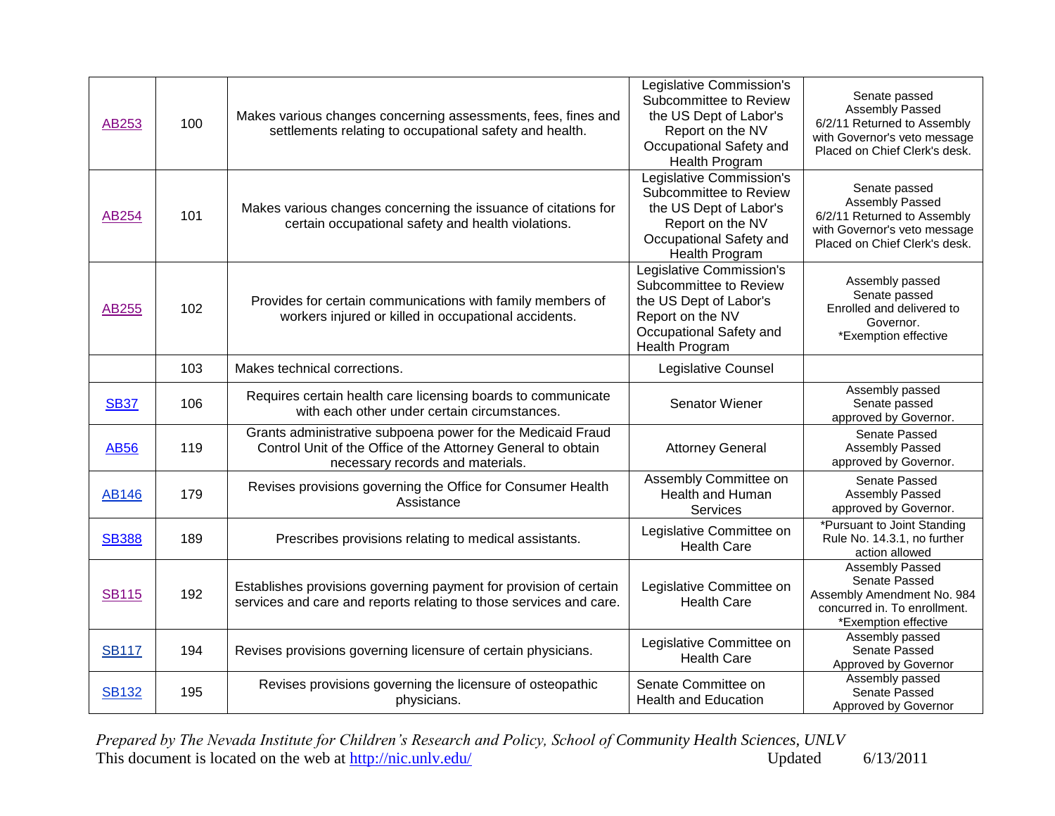| | | | | |
|---|---|---|---|---|
| AB253 | 100 | Makes various changes concerning assessments, fees, fines and settlements relating to occupational safety and health. | Legislative Commission's Subcommittee to Review the US Dept of Labor's Report on the NV Occupational Safety and Health Program | Senate passed Assembly Passed 6/2/11 Returned to Assembly with Governor's veto message Placed on Chief Clerk's desk. |
| AB254 | 101 | Makes various changes concerning the issuance of citations for certain occupational safety and health violations. | Legislative Commission's Subcommittee to Review the US Dept of Labor's Report on the NV Occupational Safety and Health Program | Senate passed Assembly Passed 6/2/11 Returned to Assembly with Governor's veto message Placed on Chief Clerk's desk. |
| AB255 | 102 | Provides for certain communications with family members of workers injured or killed in occupational accidents. | Legislative Commission's Subcommittee to Review the US Dept of Labor's Report on the NV Occupational Safety and Health Program | Assembly passed Senate passed Enrolled and delivered to Governor. *Exemption effective |
| | 103 | Makes technical corrections. | Legislative Counsel | |
| SB37 | 106 | Requires certain health care licensing boards to communicate with each other under certain circumstances. | Senator Wiener | Assembly passed Senate passed approved by Governor. |
| AB56 | 119 | Grants administrative subpoena power for the Medicaid Fraud Control Unit of the Office of the Attorney General to obtain necessary records and materials. | Attorney General | Senate Passed Assembly Passed approved by Governor. |
| AB146 | 179 | Revises provisions governing the Office for Consumer Health Assistance | Assembly Committee on Health and Human Services | Senate Passed Assembly Passed approved by Governor. |
| SB388 | 189 | Prescribes provisions relating to medical assistants. | Legislative Committee on Health Care | *Pursuant to Joint Standing Rule No. 14.3.1, no further action allowed |
| SB115 | 192 | Establishes provisions governing payment for provision of certain services and care and reports relating to those services and care. | Legislative Committee on Health Care | Assembly Passed Senate Passed Assembly Amendment No. 984 concurred in. To enrollment. *Exemption effective |
| SB117 | 194 | Revises provisions governing licensure of certain physicians. | Legislative Committee on Health Care | Assembly passed Senate Passed Approved by Governor |
| SB132 | 195 | Revises provisions governing the licensure of osteopathic physicians. | Senate Committee on Health and Education | Assembly passed Senate Passed Approved by Governor |

*Prepared by The Nevada Institute for Children's Research and Policy, School of Community Health Sciences, UNLV*
This document is located on the web at http://nic.unlv.edu/ Updated 6/13/2011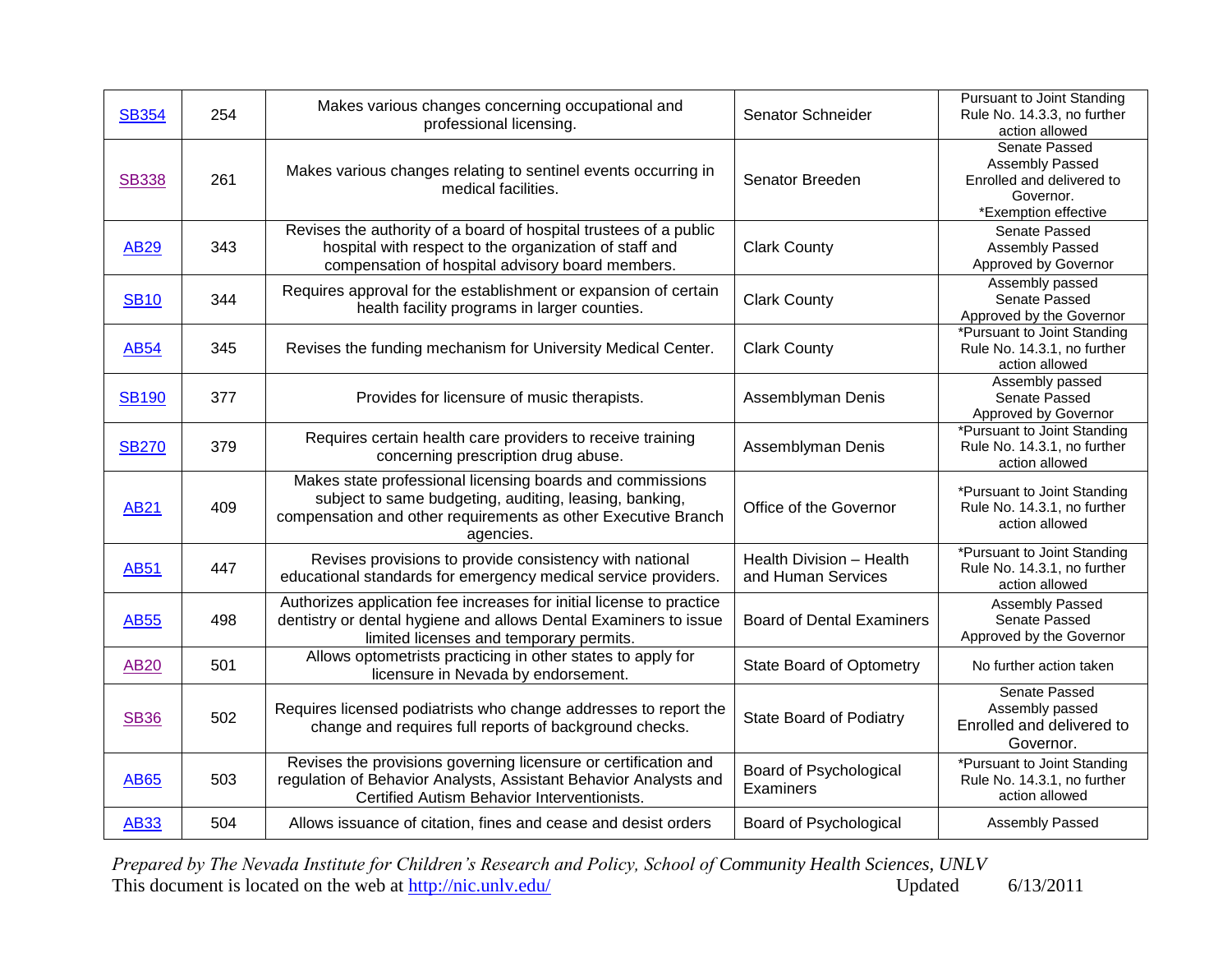| SB354 | 254 | Makes various changes concerning occupational and professional licensing. | Senator Schneider | Pursuant to Joint Standing Rule No. 14.3.3, no further action allowed |
|---|---|---|---|---|
| SB338 | 261 | Makes various changes relating to sentinel events occurring in medical facilities. | Senator Breeden | Senate Passed<br>Assembly Passed<br>Enrolled and delivered to Governor.<br>*Exemption effective |
| AB29 | 343 | Revises the authority of a board of hospital trustees of a public hospital with respect to the organization of staff and compensation of hospital advisory board members. | Clark County | Senate Passed<br>Assembly Passed<br>Approved by Governor |
| SB10 | 344 | Requires approval for the establishment or expansion of certain health facility programs in larger counties. | Clark County | Assembly passed<br>Senate Passed<br>Approved by the Governor |
| AB54 | 345 | Revises the funding mechanism for University Medical Center. | Clark County | *Pursuant to Joint Standing Rule No. 14.3.1, no further action allowed |
| SB190 | 377 | Provides for licensure of music therapists. | Assemblyman Denis | Assembly passed<br>Senate Passed<br>Approved by Governor |
| SB270 | 379 | Requires certain health care providers to receive training concerning prescription drug abuse. | Assemblyman Denis | *Pursuant to Joint Standing Rule No. 14.3.1, no further action allowed |
| AB21 | 409 | Makes state professional licensing boards and commissions subject to same budgeting, auditing, leasing, banking, compensation and other requirements as other Executive Branch agencies. | Office of the Governor | *Pursuant to Joint Standing Rule No. 14.3.1, no further action allowed |
| AB51 | 447 | Revises provisions to provide consistency with national educational standards for emergency medical service providers. | Health Division – Health and Human Services | *Pursuant to Joint Standing Rule No. 14.3.1, no further action allowed |
| AB55 | 498 | Authorizes application fee increases for initial license to practice dentistry or dental hygiene and allows Dental Examiners to issue limited licenses and temporary permits. | Board of Dental Examiners | Assembly Passed<br>Senate Passed<br>Approved by the Governor |
| AB20 | 501 | Allows optometrists practicing in other states to apply for licensure in Nevada by endorsement. | State Board of Optometry | No further action taken |
| SB36 | 502 | Requires licensed podiatrists who change addresses to report the change and requires full reports of background checks. | State Board of Podiatry | Senate Passed<br>Assembly passed<br>Enrolled and delivered to Governor. |
| AB65 | 503 | Revises the provisions governing licensure or certification and regulation of Behavior Analysts, Assistant Behavior Analysts and Certified Autism Behavior Interventionists. | Board of Psychological Examiners | *Pursuant to Joint Standing Rule No. 14.3.1, no further action allowed |
| AB33 | 504 | Allows issuance of citation, fines and cease and desist orders | Board of Psychological | Assembly Passed |

*Prepared by The Nevada Institute for Children's Research and Policy, School of Community Health Sciences, UNLV*
This document is located on the web at http://nic.unlv.edu/ Updated 6/13/2011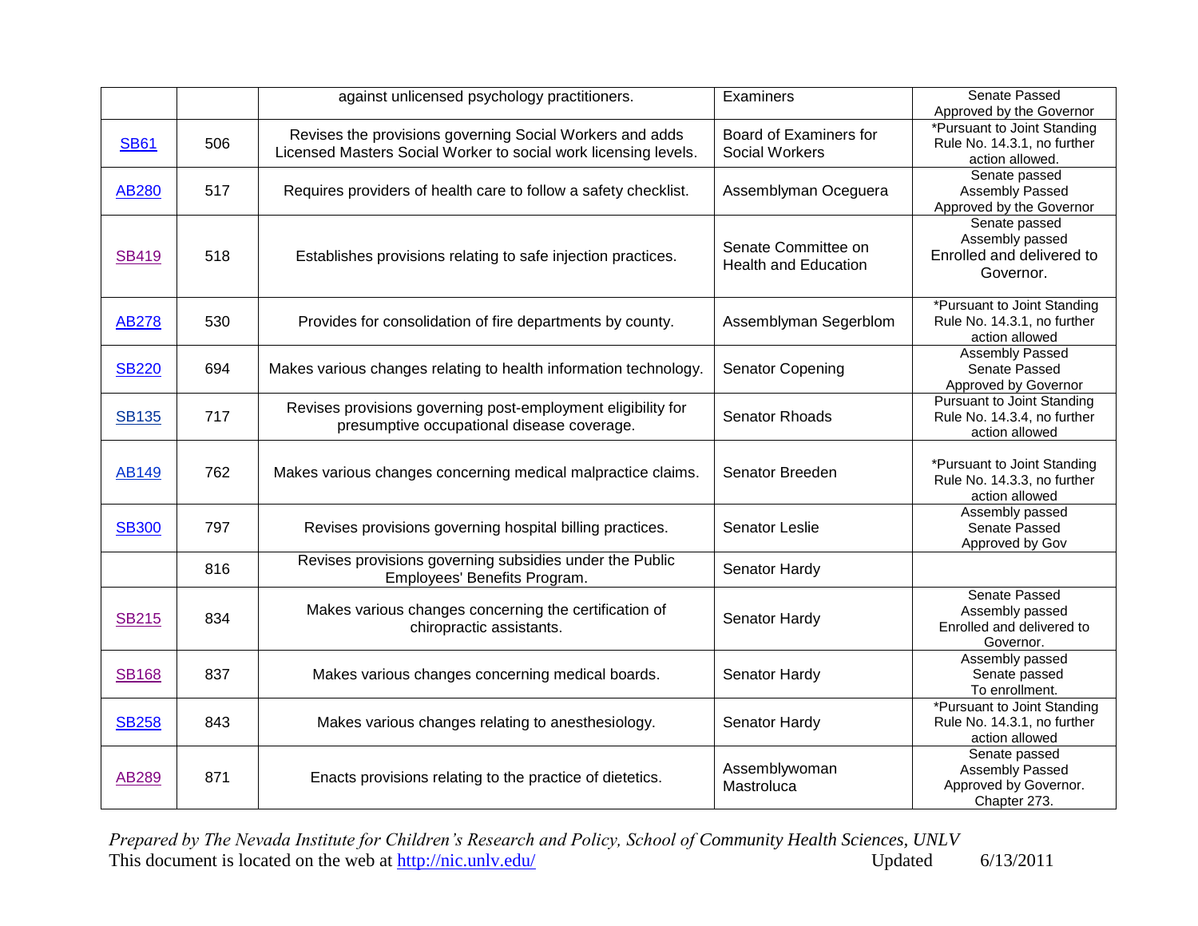| | | against unlicensed psychology practitioners. | Examiners | Senate Passed<br>Approved by the Governor |
|---|---|---|---|---|
| SB61 | 506 | Revises the provisions governing Social Workers and adds Licensed Masters Social Worker to social work licensing levels. | Board of Examiners for Social Workers | *Pursuant to Joint Standing Rule No. 14.3.1, no further action allowed. |
| AB280 | 517 | Requires providers of health care to follow a safety checklist. | Assemblyman Oceguera | Senate passed<br>Assembly Passed<br>Approved by the Governor |
| SB419 | 518 | Establishes provisions relating to safe injection practices. | Senate Committee on Health and Education | Senate passed<br>Assembly passed<br>Enrolled and delivered to Governor. |
| AB278 | 530 | Provides for consolidation of fire departments by county. | Assemblyman Segerblom | *Pursuant to Joint Standing Rule No. 14.3.1, no further action allowed |
| SB220 | 694 | Makes various changes relating to health information technology. | Senator Copening | Assembly Passed<br>Senate Passed<br>Approved by Governor |
| SB135 | 717 | Revises provisions governing post-employment eligibility for presumptive occupational disease coverage. | Senator Rhoads | Pursuant to Joint Standing Rule No. 14.3.4, no further action allowed |
| AB149 | 762 | Makes various changes concerning medical malpractice claims. | Senator Breeden | *Pursuant to Joint Standing Rule No. 14.3.3, no further action allowed |
| SB300 | 797 | Revises provisions governing hospital billing practices. | Senator Leslie | Assembly passed<br>Senate Passed<br>Approved by Gov |
| | 816 | Revises provisions governing subsidies under the Public Employees' Benefits Program. | Senator Hardy | |
| SB215 | 834 | Makes various changes concerning the certification of chiropractic assistants. | Senator Hardy | Senate Passed<br>Assembly passed<br>Enrolled and delivered to Governor. |
| SB168 | 837 | Makes various changes concerning medical boards. | Senator Hardy | Assembly passed<br>Senate passed<br>To enrollment. |
| SB258 | 843 | Makes various changes relating to anesthesiology. | Senator Hardy | *Pursuant to Joint Standing Rule No. 14.3.1, no further action allowed |
| AB289 | 871 | Enacts provisions relating to the practice of dietetics. | Assemblywoman Mastroluca | Senate passed<br>Assembly Passed<br>Approved by Governor.<br>Chapter 273. |

*Prepared by The Nevada Institute for Children's Research and Policy, School of Community Health Sciences, UNLV*
This document is located on the web at http://nic.unlv.edu/ Updated 6/13/2011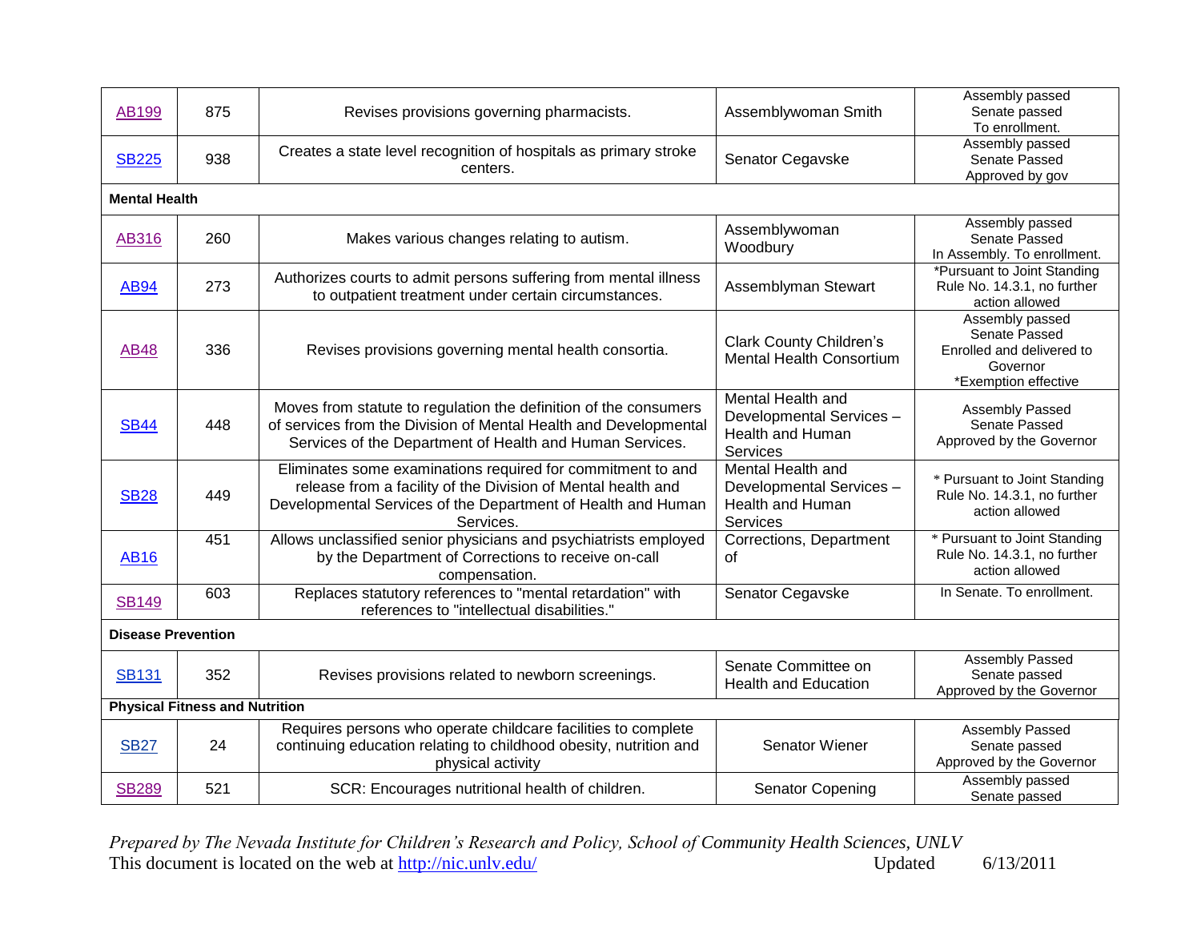| | | | | |
|---|---|---|---|---|
| AB199 | 875 | Revises provisions governing pharmacists. | Assemblywoman Smith | Assembly passed<br>Senate passed<br>To enrollment. |
| SB225 | 938 | Creates a state level recognition of hospitals as primary stroke centers. | Senator Cegavske | Assembly passed<br>Senate Passed<br>Approved by gov |
| **Mental Health** | | | | |
| AB316 | 260 | Makes various changes relating to autism. | Assemblywoman Woodbury | Assembly passed<br>Senate Passed<br>In Assembly. To enrollment. |
| AB94 | 273 | Authorizes courts to admit persons suffering from mental illness to outpatient treatment under certain circumstances. | Assemblyman Stewart | *Pursuant to Joint Standing Rule No. 14.3.1, no further action allowed |
| AB48 | 336 | Revises provisions governing mental health consortia. | Clark County Children's Mental Health Consortium | Assembly passed<br>Senate Passed<br>Enrolled and delivered to Governor<br>*Exemption effective |
| SB44 | 448 | Moves from statute to regulation the definition of the consumers of services from the Division of Mental Health and Developmental Services of the Department of Health and Human Services. | Mental Health and Developmental Services – Health and Human Services | Assembly Passed<br>Senate Passed<br>Approved by the Governor |
| SB28 | 449 | Eliminates some examinations required for commitment to and release from a facility of the Division of Mental health and Developmental Services of the Department of Health and Human Services. | Mental Health and Developmental Services – Health and Human Services | * Pursuant to Joint Standing Rule No. 14.3.1, no further action allowed |
| AB16 | 451 | Allows unclassified senior physicians and psychiatrists employed by the Department of Corrections to receive on-call compensation. | Corrections, Department of | * Pursuant to Joint Standing Rule No. 14.3.1, no further action allowed |
| SB149 | 603 | Replaces statutory references to "mental retardation" with references to "intellectual disabilities." | Senator Cegavske | In Senate. To enrollment. |
| **Disease Prevention** | | | | |
| SB131 | 352 | Revises provisions related to newborn screenings. | Senate Committee on Health and Education | Assembly Passed<br>Senate passed<br>Approved by the Governor |
| **Physical Fitness and Nutrition** | | | | |
| SB27 | 24 | Requires persons who operate childcare facilities to complete continuing education relating to childhood obesity, nutrition and physical activity | Senator Wiener | Assembly Passed<br>Senate passed<br>Approved by the Governor |
| SB289 | 521 | SCR: Encourages nutritional health of children. | Senator Copening | Assembly passed<br>Senate passed |

*Prepared by The Nevada Institute for Children's Research and Policy, School of Community Health Sciences, UNLV*
This document is located on the web at http://nic.unlv.edu/ Updated 6/13/2011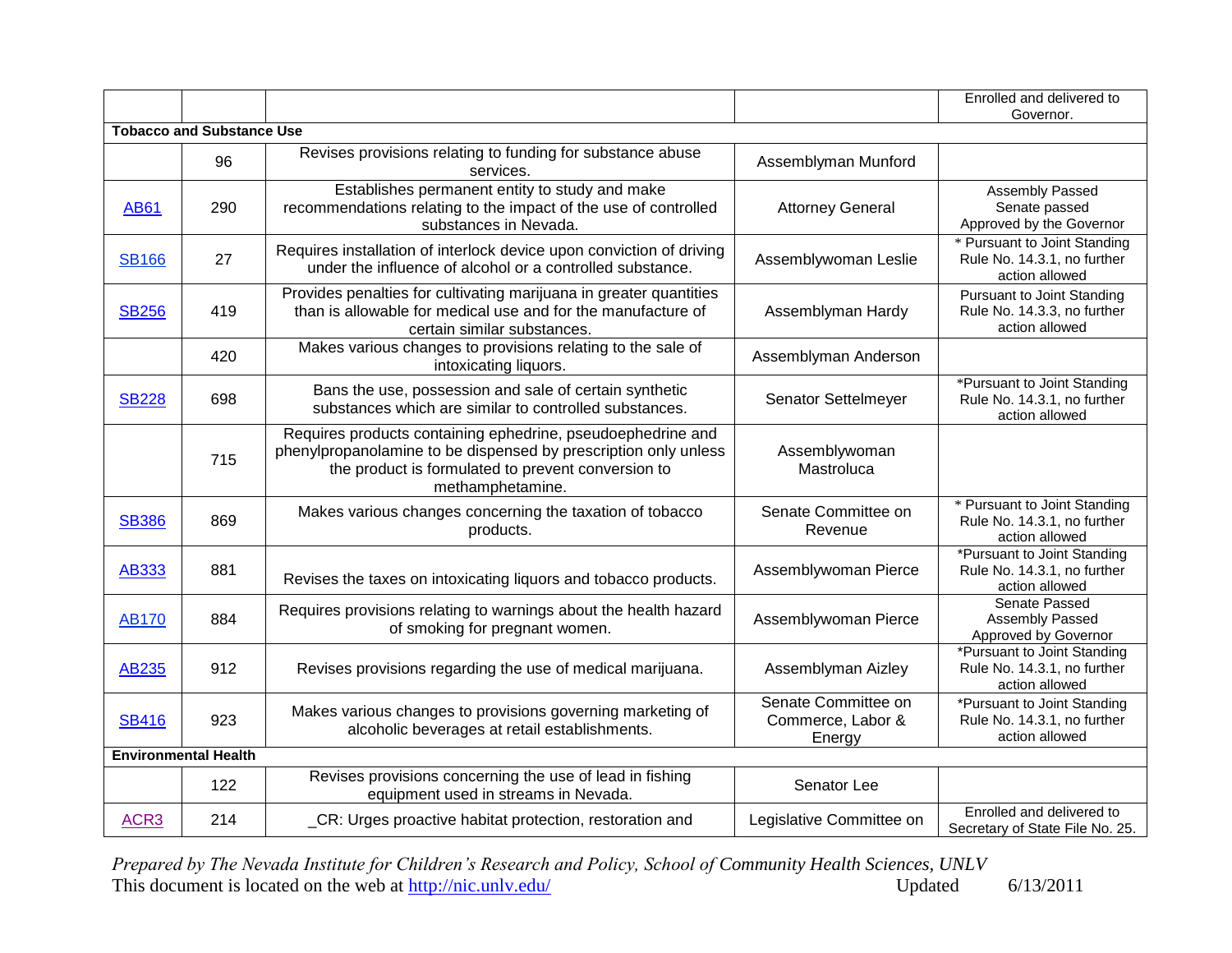| | | | | |
|---|---|---|---|---|
| | | | | Enrolled and delivered to Governor. |
| **Tobacco and Substance Use** | | | | |
| | 96 | Revises provisions relating to funding for substance abuse services. | Assemblyman Munford | |
| AB61 | 290 | Establishes permanent entity to study and make recommendations relating to the impact of the use of controlled substances in Nevada. | Attorney General | Assembly Passed Senate passed Approved by the Governor |
| SB166 | 27 | Requires installation of interlock device upon conviction of driving under the influence of alcohol or a controlled substance. | Assemblywoman Leslie | * Pursuant to Joint Standing Rule No. 14.3.1, no further action allowed |
| SB256 | 419 | Provides penalties for cultivating marijuana in greater quantities than is allowable for medical use and for the manufacture of certain similar substances. | Assemblyman Hardy | Pursuant to Joint Standing Rule No. 14.3.3, no further action allowed |
| | 420 | Makes various changes to provisions relating to the sale of intoxicating liquors. | Assemblyman Anderson | |
| SB228 | 698 | Bans the use, possession and sale of certain synthetic substances which are similar to controlled substances. | Senator Settelmeyer | *Pursuant to Joint Standing Rule No. 14.3.1, no further action allowed |
| | 715 | Requires products containing ephedrine, pseudoephedrine and phenylpropanolamine to be dispensed by prescription only unless the product is formulated to prevent conversion to methamphetamine. | Assemblywoman Mastroluca | |
| SB386 | 869 | Makes various changes concerning the taxation of tobacco products. | Senate Committee on Revenue | * Pursuant to Joint Standing Rule No. 14.3.1, no further action allowed |
| AB333 | 881 | Revises the taxes on intoxicating liquors and tobacco products. | Assemblywoman Pierce | *Pursuant to Joint Standing Rule No. 14.3.1, no further action allowed |
| AB170 | 884 | Requires provisions relating to warnings about the health hazard of smoking for pregnant women. | Assemblywoman Pierce | Senate Passed Assembly Passed Approved by Governor |
| AB235 | 912 | Revises provisions regarding the use of medical marijuana. | Assemblyman Aizley | *Pursuant to Joint Standing Rule No. 14.3.1, no further action allowed |
| SB416 | 923 | Makes various changes to provisions governing marketing of alcoholic beverages at retail establishments. | Senate Committee on Commerce, Labor & Energy | *Pursuant to Joint Standing Rule No. 14.3.1, no further action allowed |
| **Environmental Health** | | | | |
| | 122 | Revises provisions concerning the use of lead in fishing equipment used in streams in Nevada. | Senator Lee | |
| ACR3 | 214 | _CR: Urges proactive habitat protection, restoration and | Legislative Committee on | Enrolled and delivered to Secretary of State File No. 25. |

*Prepared by The Nevada Institute for Children's Research and Policy, School of Community Health Sciences, UNLV*
This document is located on the web at http://nic.unlv.edu/ Updated 6/13/2011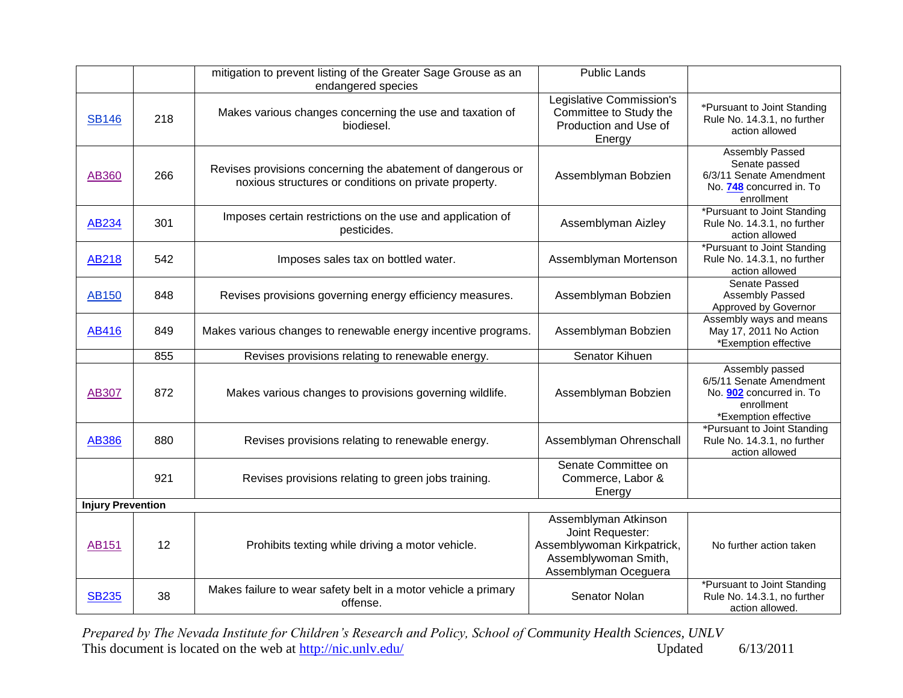| | | | | |
|---|---|---|---|---|
| | | mitigation to prevent listing of the Greater Sage Grouse as an endangered species | Public Lands | |
| SB146 | 218 | Makes various changes concerning the use and taxation of biodiesel. | Legislative Commission's Committee to Study the Production and Use of Energy | *Pursuant to Joint Standing Rule No. 14.3.1, no further action allowed |
| AB360 | 266 | Revises provisions concerning the abatement of dangerous or noxious structures or conditions on private property. | Assemblyman Bobzien | Assembly Passed Senate passed 6/3/11 Senate Amendment No. **748** concurred in. To enrollment |
| AB234 | 301 | Imposes certain restrictions on the use and application of pesticides. | Assemblyman Aizley | *Pursuant to Joint Standing Rule No. 14.3.1, no further action allowed |
| AB218 | 542 | Imposes sales tax on bottled water. | Assemblyman Mortenson | *Pursuant to Joint Standing Rule No. 14.3.1, no further action allowed |
| AB150 | 848 | Revises provisions governing energy efficiency measures. | Assemblyman Bobzien | Senate Passed Assembly Passed Approved by Governor |
| AB416 | 849 | Makes various changes to renewable energy incentive programs. | Assemblyman Bobzien | Assembly ways and means May 17, 2011 No Action *Exemption effective |
| | 855 | Revises provisions relating to renewable energy. | Senator Kihuen | |
| AB307 | 872 | Makes various changes to provisions governing wildlife. | Assemblyman Bobzien | Assembly passed 6/5/11 Senate Amendment No. **902** concurred in. To enrollment *Exemption effective |
| AB386 | 880 | Revises provisions relating to renewable energy. | Assemblyman Ohrenschall | *Pursuant to Joint Standing Rule No. 14.3.1, no further action allowed |
| | 921 | Revises provisions relating to green jobs training. | Senate Committee on Commerce, Labor & Energy | |
| **Injury Prevention** | | | | |
| AB151 | 12 | Prohibits texting while driving a motor vehicle. | Assemblyman Atkinson Joint Requester: Assemblywoman Kirkpatrick, Assemblywoman Smith, Assemblyman Oceguera | No further action taken |
| SB235 | 38 | Makes failure to wear safety belt in a motor vehicle a primary offense. | Senator Nolan | *Pursuant to Joint Standing Rule No. 14.3.1, no further action allowed. |

*Prepared by The Nevada Institute for Children's Research and Policy, School of Community Health Sciences, UNLV*
This document is located on the web at http://nic.unlv.edu/ Updated 6/13/2011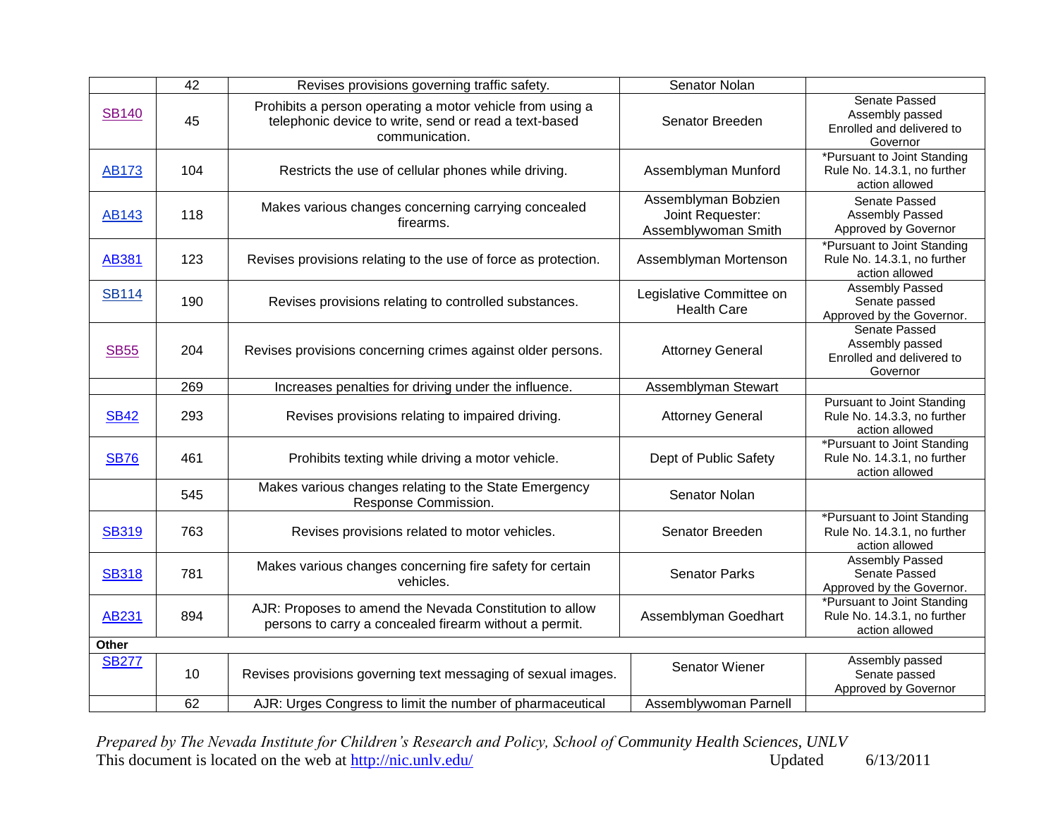| | | | | |
|---|---|---|---|---|
| | 42 | Revises provisions governing traffic safety. | Senator Nolan | |
| SB140 | 45 | Prohibits a person operating a motor vehicle from using a telephonic device to write, send or read a text-based communication. | Senator Breeden | Senate Passed Assembly passed Enrolled and delivered to Governor |
| AB173 | 104 | Restricts the use of cellular phones while driving. | Assemblyman Munford | *Pursuant to Joint Standing Rule No. 14.3.1, no further action allowed |
| AB143 | 118 | Makes various changes concerning carrying concealed firearms. | Assemblyman Bobzien Joint Requester: Assemblywoman Smith | Senate Passed Assembly Passed Approved by Governor |
| AB381 | 123 | Revises provisions relating to the use of force as protection. | Assemblyman Mortenson | *Pursuant to Joint Standing Rule No. 14.3.1, no further action allowed |
| SB114 | 190 | Revises provisions relating to controlled substances. | Legislative Committee on Health Care | Assembly Passed Senate passed Approved by the Governor. |
| SB55 | 204 | Revises provisions concerning crimes against older persons. | Attorney General | Senate Passed Assembly passed Enrolled and delivered to Governor |
| | 269 | Increases penalties for driving under the influence. | Assemblyman Stewart | |
| SB42 | 293 | Revises provisions relating to impaired driving. | Attorney General | Pursuant to Joint Standing Rule No. 14.3.3, no further action allowed |
| SB76 | 461 | Prohibits texting while driving a motor vehicle. | Dept of Public Safety | *Pursuant to Joint Standing Rule No. 14.3.1, no further action allowed |
| | 545 | Makes various changes relating to the State Emergency Response Commission. | Senator Nolan | |
| SB319 | 763 | Revises provisions related to motor vehicles. | Senator Breeden | *Pursuant to Joint Standing Rule No. 14.3.1, no further action allowed |
| SB318 | 781 | Makes various changes concerning fire safety for certain vehicles. | Senator Parks | Assembly Passed Senate Passed Approved by the Governor. |
| AB231 | 894 | AJR: Proposes to amend the Nevada Constitution to allow persons to carry a concealed firearm without a permit. | Assemblyman Goedhart | *Pursuant to Joint Standing Rule No. 14.3.1, no further action allowed |
| **Other** | | | | |
| SB277 | 10 | Revises provisions governing text messaging of sexual images. | Senator Wiener | Assembly passed Senate passed Approved by Governor |
| | 62 | AJR: Urges Congress to limit the number of pharmaceutical | Assemblywoman Parnell | |

*Prepared by The Nevada Institute for Children's Research and Policy, School of Community Health Sciences, UNLV*
This document is located on the web at http://nic.unlv.edu/ Updated 6/13/2011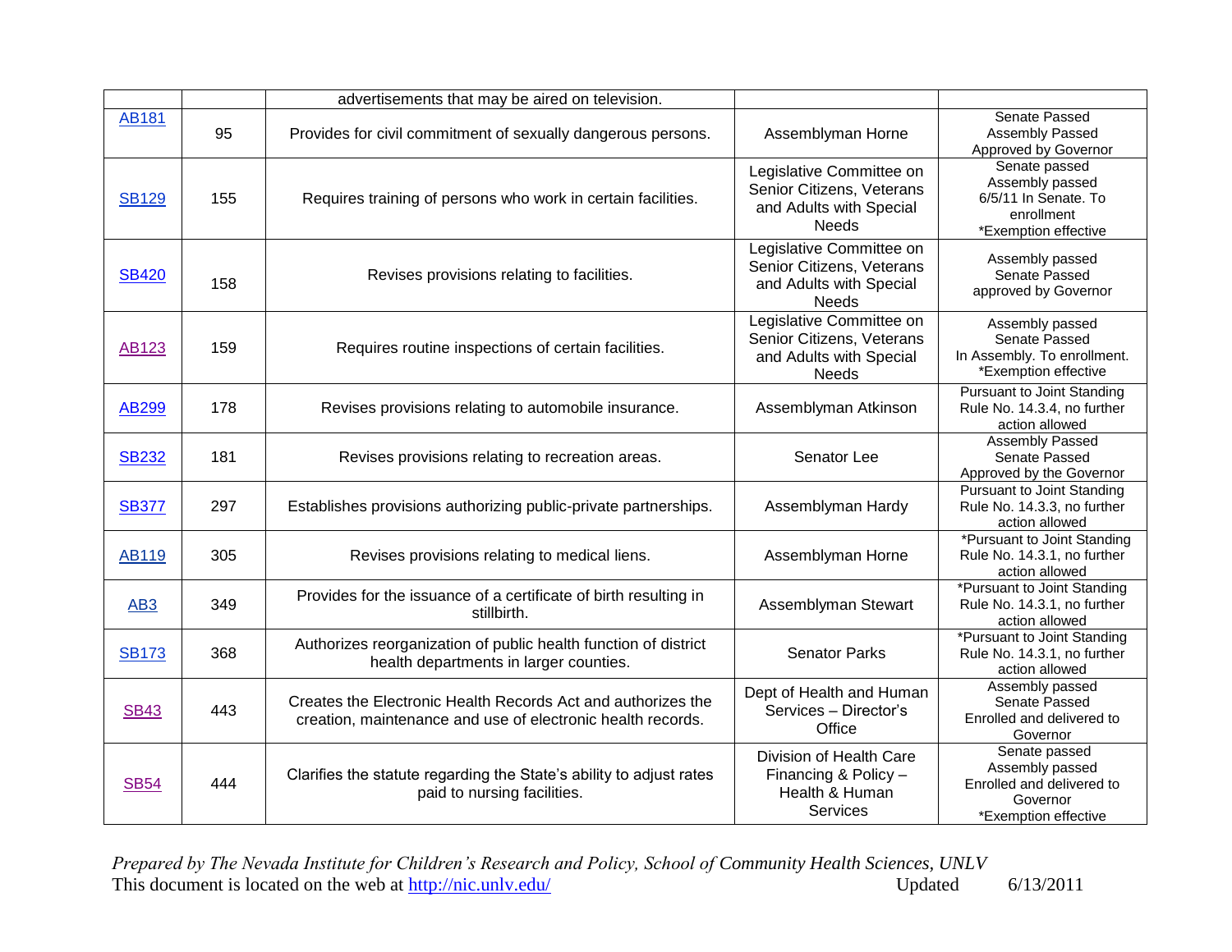| | | | | |
|---|---|---|---|---|
| | | advertisements that may be aired on television. | | |
| AB181 | 95 | Provides for civil commitment of sexually dangerous persons. | Assemblyman Horne | Senate Passed Assembly Passed Approved by Governor |
| SB129 | 155 | Requires training of persons who work in certain facilities. | Legislative Committee on Senior Citizens, Veterans and Adults with Special Needs | Senate passed Assembly passed 6/5/11 In Senate. To enrollment *Exemption effective |
| SB420 | 158 | Revises provisions relating to facilities. | Legislative Committee on Senior Citizens, Veterans and Adults with Special Needs | Assembly passed Senate Passed approved by Governor |
| AB123 | 159 | Requires routine inspections of certain facilities. | Legislative Committee on Senior Citizens, Veterans and Adults with Special Needs | Assembly passed Senate Passed In Assembly. To enrollment. *Exemption effective |
| AB299 | 178 | Revises provisions relating to automobile insurance. | Assemblyman Atkinson | Pursuant to Joint Standing Rule No. 14.3.4, no further action allowed |
| SB232 | 181 | Revises provisions relating to recreation areas. | Senator Lee | Assembly Passed Senate Passed Approved by the Governor |
| SB377 | 297 | Establishes provisions authorizing public-private partnerships. | Assemblyman Hardy | Pursuant to Joint Standing Rule No. 14.3.3, no further action allowed |
| AB119 | 305 | Revises provisions relating to medical liens. | Assemblyman Horne | *Pursuant to Joint Standing Rule No. 14.3.1, no further action allowed |
| AB3 | 349 | Provides for the issuance of a certificate of birth resulting in stillbirth. | Assemblyman Stewart | *Pursuant to Joint Standing Rule No. 14.3.1, no further action allowed |
| SB173 | 368 | Authorizes reorganization of public health function of district health departments in larger counties. | Senator Parks | *Pursuant to Joint Standing Rule No. 14.3.1, no further action allowed |
| SB43 | 443 | Creates the Electronic Health Records Act and authorizes the creation, maintenance and use of electronic health records. | Dept of Health and Human Services – Director's Office | Assembly passed Senate Passed Enrolled and delivered to Governor |
| SB54 | 444 | Clarifies the statute regarding the State's ability to adjust rates paid to nursing facilities. | Division of Health Care Financing & Policy – Health & Human Services | Senate passed Assembly passed Enrolled and delivered to Governor *Exemption effective |

*Prepared by The Nevada Institute for Children's Research and Policy, School of Community Health Sciences, UNLV*
This document is located on the web at http://nic.unlv.edu/ Updated 6/13/2011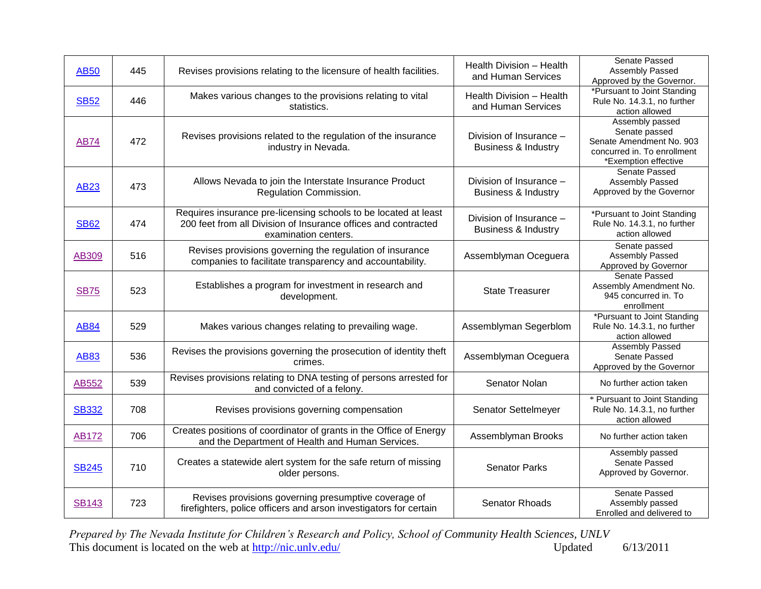| AB50 | 445 | Revises provisions relating to the licensure of health facilities. | Health Division – Health and Human Services | Senate Passed Assembly Passed Approved by the Governor. |
|---|---|---|---|---|
| SB52 | 446 | Makes various changes to the provisions relating to vital statistics. | Health Division – Health and Human Services | *Pursuant to Joint Standing Rule No. 14.3.1, no further action allowed |
| AB74 | 472 | Revises provisions related to the regulation of the insurance industry in Nevada. | Division of Insurance – Business & Industry | Assembly passed Senate passed Senate Amendment No. 903 concurred in. To enrollment *Exemption effective |
| AB23 | 473 | Allows Nevada to join the Interstate Insurance Product Regulation Commission. | Division of Insurance – Business & Industry | Senate Passed Assembly Passed Approved by the Governor |
| SB62 | 474 | Requires insurance pre-licensing schools to be located at least 200 feet from all Division of Insurance offices and contracted examination centers. | Division of Insurance – Business & Industry | *Pursuant to Joint Standing Rule No. 14.3.1, no further action allowed |
| AB309 | 516 | Revises provisions governing the regulation of insurance companies to facilitate transparency and accountability. | Assemblyman Oceguera | Senate passed Assembly Passed Approved by Governor |
| SB75 | 523 | Establishes a program for investment in research and development. | State Treasurer | Senate Passed Assembly Amendment No. 945 concurred in. To enrollment |
| AB84 | 529 | Makes various changes relating to prevailing wage. | Assemblyman Segerblom | *Pursuant to Joint Standing Rule No. 14.3.1, no further action allowed |
| AB83 | 536 | Revises the provisions governing the prosecution of identity theft crimes. | Assemblyman Oceguera | Assembly Passed Senate Passed Approved by the Governor |
| AB552 | 539 | Revises provisions relating to DNA testing of persons arrested for and convicted of a felony. | Senator Nolan | No further action taken |
| SB332 | 708 | Revises provisions governing compensation | Senator Settelmeyer | * Pursuant to Joint Standing Rule No. 14.3.1, no further action allowed |
| AB172 | 706 | Creates positions of coordinator of grants in the Office of Energy and the Department of Health and Human Services. | Assemblyman Brooks | No further action taken |
| SB245 | 710 | Creates a statewide alert system for the safe return of missing older persons. | Senator Parks | Assembly passed Senate Passed Approved by Governor. |
| SB143 | 723 | Revises provisions governing presumptive coverage of firefighters, police officers and arson investigators for certain | Senator Rhoads | Senate Passed Assembly passed Enrolled and delivered to |

*Prepared by The Nevada Institute for Children's Research and Policy, School of Community Health Sciences, UNLV*
This document is located on the web at http://nic.unlv.edu/ Updated 6/13/2011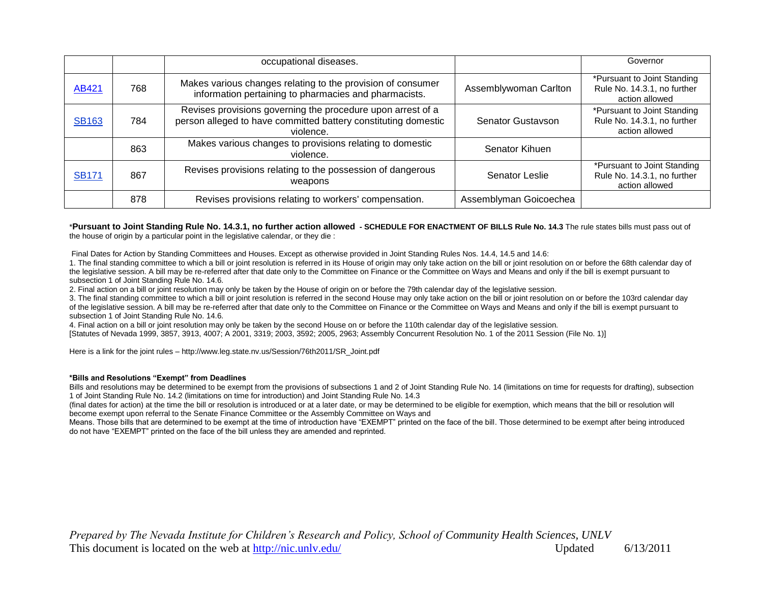| | | | | |
|---|---|---|---|---|
| | | occupational diseases. | | Governor |
| AB421 | 768 | Makes various changes relating to the provision of consumer information pertaining to pharmacies and pharmacists. | Assemblywoman Carlton | *Pursuant to Joint Standing Rule No. 14.3.1, no further action allowed |
| SB163 | 784 | Revises provisions governing the procedure upon arrest of a person alleged to have committed battery constituting domestic violence. | Senator Gustavson | *Pursuant to Joint Standing Rule No. 14.3.1, no further action allowed |
| | 863 | Makes various changes to provisions relating to domestic violence. | Senator Kihuen | |
| SB171 | 867 | Revises provisions relating to the possession of dangerous weapons | Senator Leslie | *Pursuant to Joint Standing Rule No. 14.3.1, no further action allowed |
| | 878 | Revises provisions relating to workers' compensation. | Assemblyman Goicoechea | |

***Pursuant to Joint Standing Rule No. 14.3.1, no further action allowed** - **SCHEDULE FOR ENACTMENT OF BILLS Rule No. 14.3** The rule states bills must pass out of the house of origin by a particular point in the legislative calendar, or they die :

Final Dates for Action by Standing Committees and Houses. Except as otherwise provided in Joint Standing Rules Nos. 14.4, 14.5 and 14.6:

1. The final standing committee to which a bill or joint resolution is referred in its House of origin may only take action on the bill or joint resolution on or before the 68th calendar day of the legislative session. A bill may be re-referred after that date only to the Committee on Finance or the Committee on Ways and Means and only if the bill is exempt pursuant to subsection 1 of Joint Standing Rule No. 14.6.
2. Final action on a bill or joint resolution may only be taken by the House of origin on or before the 79th calendar day of the legislative session.
3. The final standing committee to which a bill or joint resolution is referred in the second House may only take action on the bill or joint resolution on or before the 103rd calendar day of the legislative session. A bill may be re-referred after that date only to the Committee on Finance or the Committee on Ways and Means and only if the bill is exempt pursuant to subsection 1 of Joint Standing Rule No. 14.6.
4. Final action on a bill or joint resolution may only be taken by the second House on or before the 110th calendar day of the legislative session.

[Statutes of Nevada 1999, 3857, 3913, 4007; A 2001, 3319; 2003, 3592; 2005, 2963; Assembly Concurrent Resolution No. 1 of the 2011 Session (File No. 1)]

Here is a link for the joint rules – http://www.leg.state.nv.us/Session/76th2011/SR_Joint.pdf

**\*Bills and Resolutions "Exempt" from Deadlines**

Bills and resolutions may be determined to be exempt from the provisions of subsections 1 and 2 of Joint Standing Rule No. 14 (limitations on time for requests for drafting), subsection 1 of Joint Standing Rule No. 14.2 (limitations on time for introduction) and Joint Standing Rule No. 14.3 (final dates for action) at the time the bill or resolution is introduced or at a later date, or may be determined to be eligible for exemption, which means that the bill or resolution will become exempt upon referral to the Senate Finance Committee or the Assembly Committee on Ways and Means. Those bills that are determined to be exempt at the time of introduction have "EXEMPT" printed on the face of the bill. Those determined to be exempt after being introduced do not have "EXEMPT" printed on the face of the bill unless they are amended and reprinted.

*Prepared by The Nevada Institute for Children's Research and Policy, School of Community Health Sciences, UNLV*

This document is located on the web at http://nic.unlv.edu/ Updated 6/13/2011